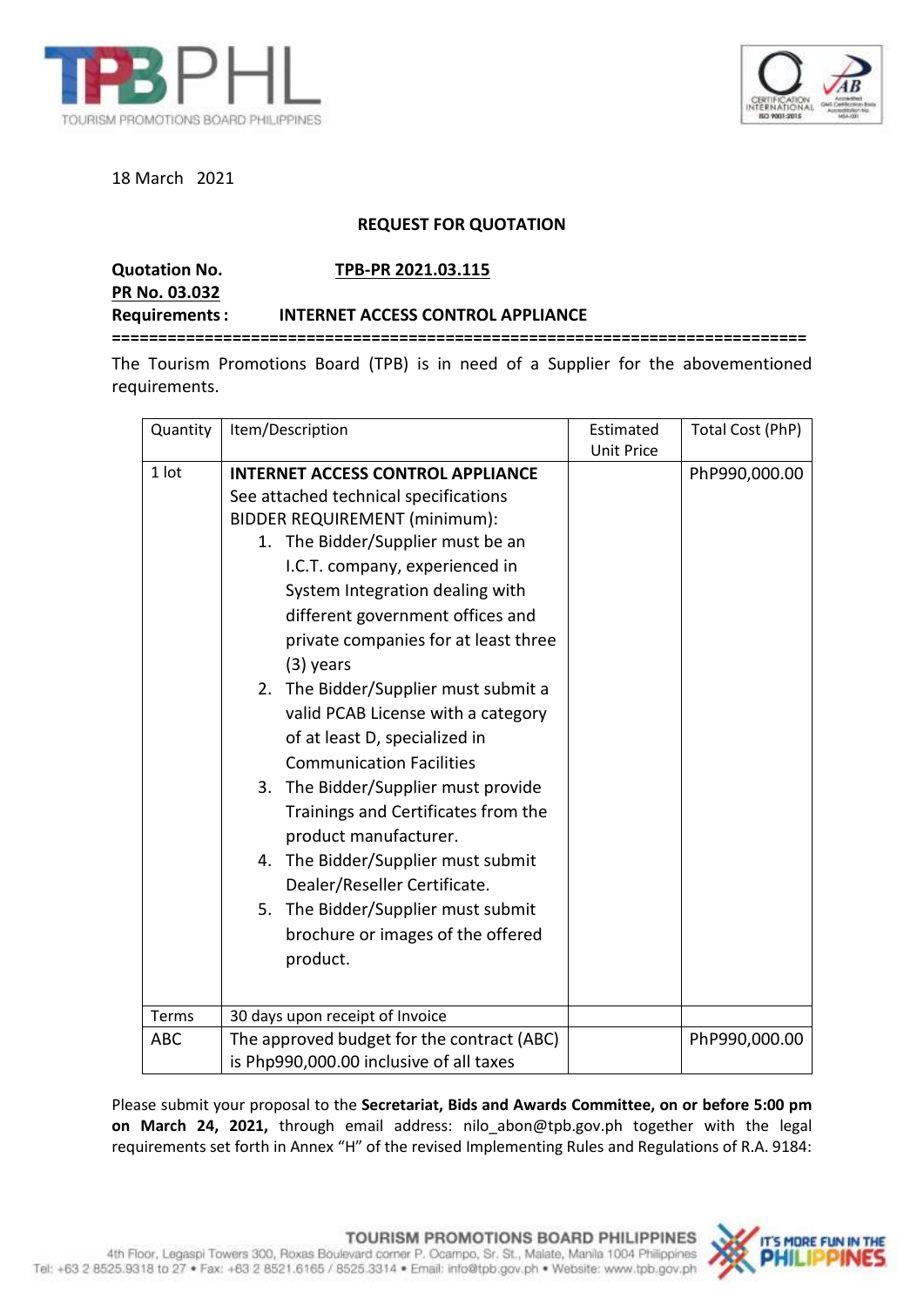18 March 2021

**REQUEST FOR QUOTATION**

**Quotation No.** **TPB-PR 2021.03.115**
**PR No. 03.032**
**Requirements :** **INTERNET ACCESS CONTROL APPLIANCE**

==========================================================================

The Tourism Promotions Board (TPB) is in need of a Supplier for the abovementioned requirements.

| Quantity | Item/Description | Estimated Unit Price | Total Cost (PhP) |
|---|---|---|---|
| 1 lot | **INTERNET ACCESS CONTROL APPLIANCE**<br>See attached technical specifications<br>BIDDER REQUIREMENT (minimum):<br>1. The Bidder/Supplier must be an I.C.T. company, experienced in System Integration dealing with different government offices and private companies for at least three (3) years<br>2. The Bidder/Supplier must submit a valid PCAB License with a category of at least D, specialized in Communication Facilities<br>3. The Bidder/Supplier must provide Trainings and Certificates from the product manufacturer.<br>4. The Bidder/Supplier must submit Dealer/Reseller Certificate.<br>5. The Bidder/Supplier must submit brochure or images of the offered product. | | PhP990,000.00 |
| Terms | 30 days upon receipt of Invoice | | |
| ABC | The approved budget for the contract (ABC) is Php990,000.00 inclusive of all taxes | | PhP990,000.00 |

Please submit your proposal to the **Secretariat, Bids and Awards Committee, on or before 5:00 pm on March 24, 2021,** through email address: nilo_abon@tpb.gov.ph together with the legal requirements set forth in Annex "H" of the revised Implementing Rules and Regulations of R.A. 9184: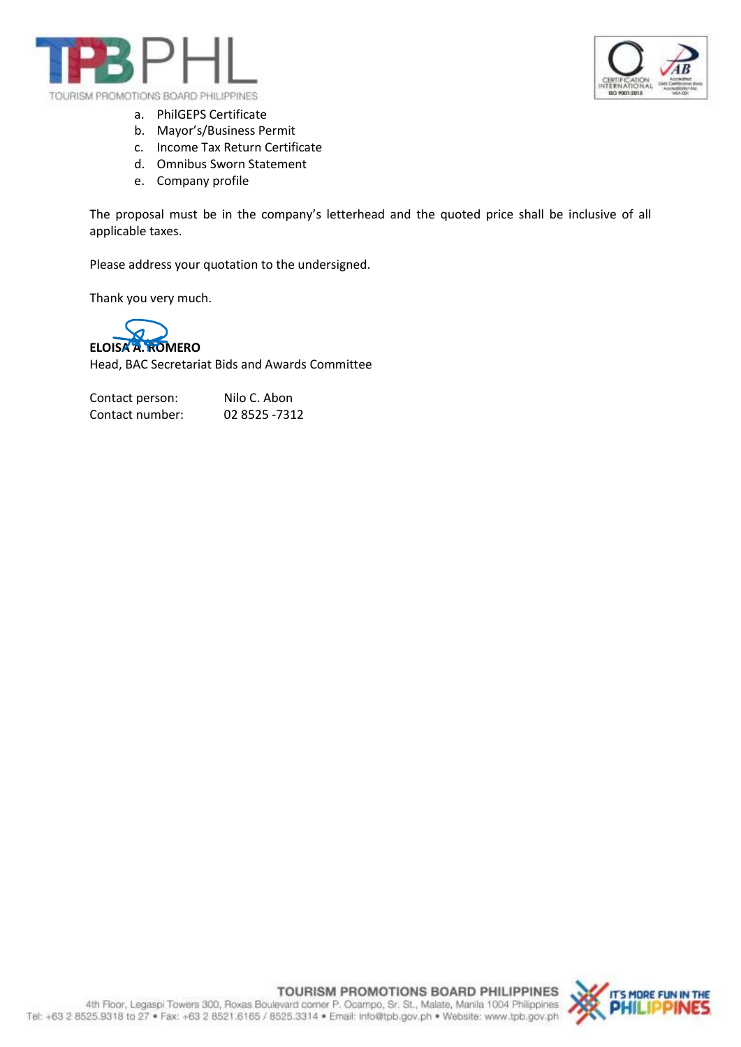a. PhilGEPS Certificate
b. Mayor's/Business Permit
c. Income Tax Return Certificate
d. Omnibus Sworn Statement
e. Company profile

The proposal must be in the company's letterhead and the quoted price shall be inclusive of all applicable taxes.

Please address your quotation to the undersigned.

Thank you very much.

**ELOISA A. ROMERO**
Head, BAC Secretariat Bids and Awards Committee

Contact person: Nilo C. Abon
Contact number: 02 8525 -7312